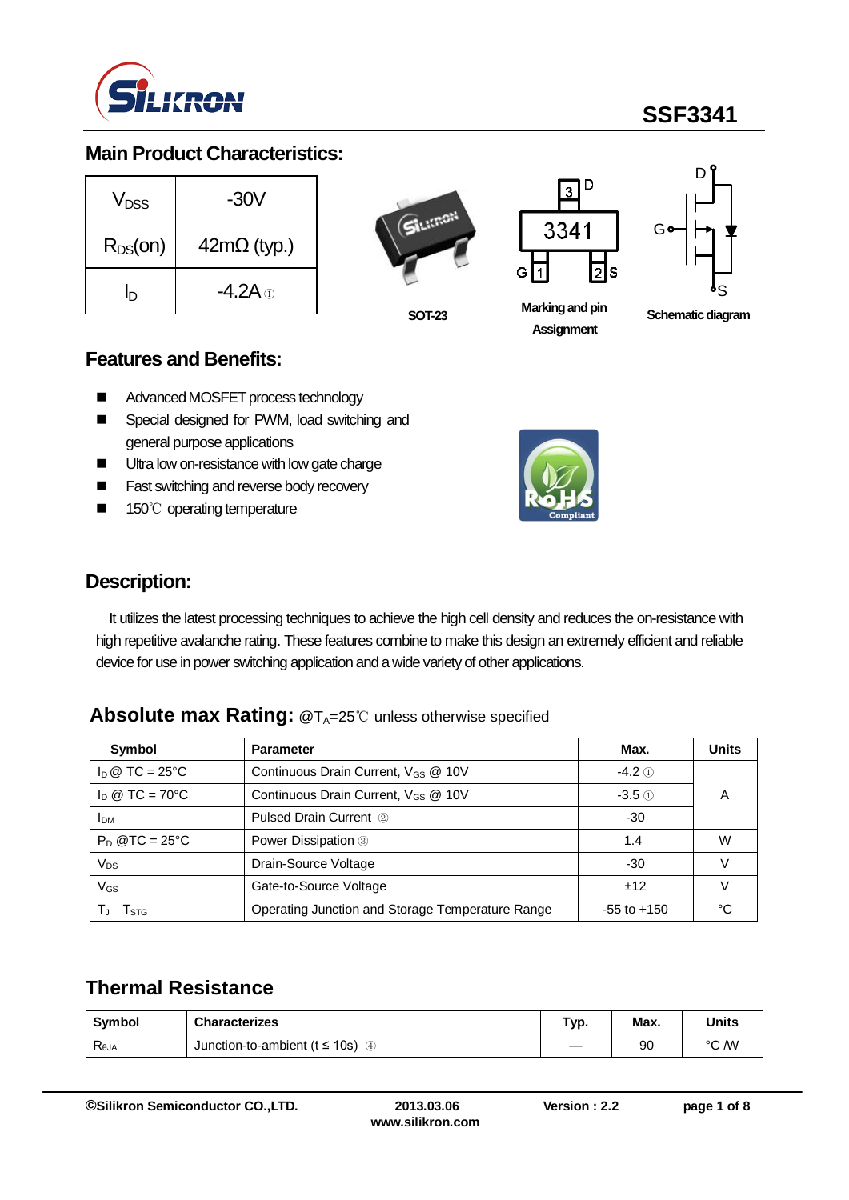SSF3341

## Main Product Characteristics:

| | |
|---|---|
| $V_{DSS}$ | -30V |
| $R_{DS}(on)$ | 42mΩ (typ.) |
| $I_D$ | -4.2A ① |

SOT-23

Marking and pin Assignment

Schematic diagram

## Features and Benefits:

- Advanced MOSFET process technology
- Special designed for PWM, load switching and general purpose applications
- Ultra low on-resistance with low gate charge
- Fast switching and reverse body recovery
- 150℃ operating temperature

## Description:

It utilizes the latest processing techniques to achieve the high cell density and reduces the on-resistance with high repetitive avalanche rating. These features combine to make this design an extremely efficient and reliable device for use in power switching application and a wide variety of other applications.

## Absolute max Rating: @$T_A$=25℃ unless otherwise specified

| Symbol | Parameter | Max. | Units |
|---|---|---|---|
| $I_D$ @ TC = 25°C | Continuous Drain Current, $V_{GS}$ @ 10V | -4.2 ① | A |
| $I_D$ @ TC = 70°C | Continuous Drain Current, $V_{GS}$ @ 10V | -3.5 ① | |
| $I_{DM}$ | Pulsed Drain Current ② | -30 | |
| $P_D$ @TC = 25°C | Power Dissipation ③ | 1.4 | W |
| $V_{DS}$ | Drain-Source Voltage | -30 | V |
| $V_{GS}$ | Gate-to-Source Voltage | ±12 | V |
| $T_J$ $T_{STG}$ | Operating Junction and Storage Temperature Range | -55 to +150 | °C |

## Thermal Resistance

| Symbol | Characterizes | Typ. | Max. | Units |
|---|---|---|---|---|
| $R_{\theta JA}$ | Junction-to-ambient (t ≤ 10s) ④ | — | 90 | °C /W |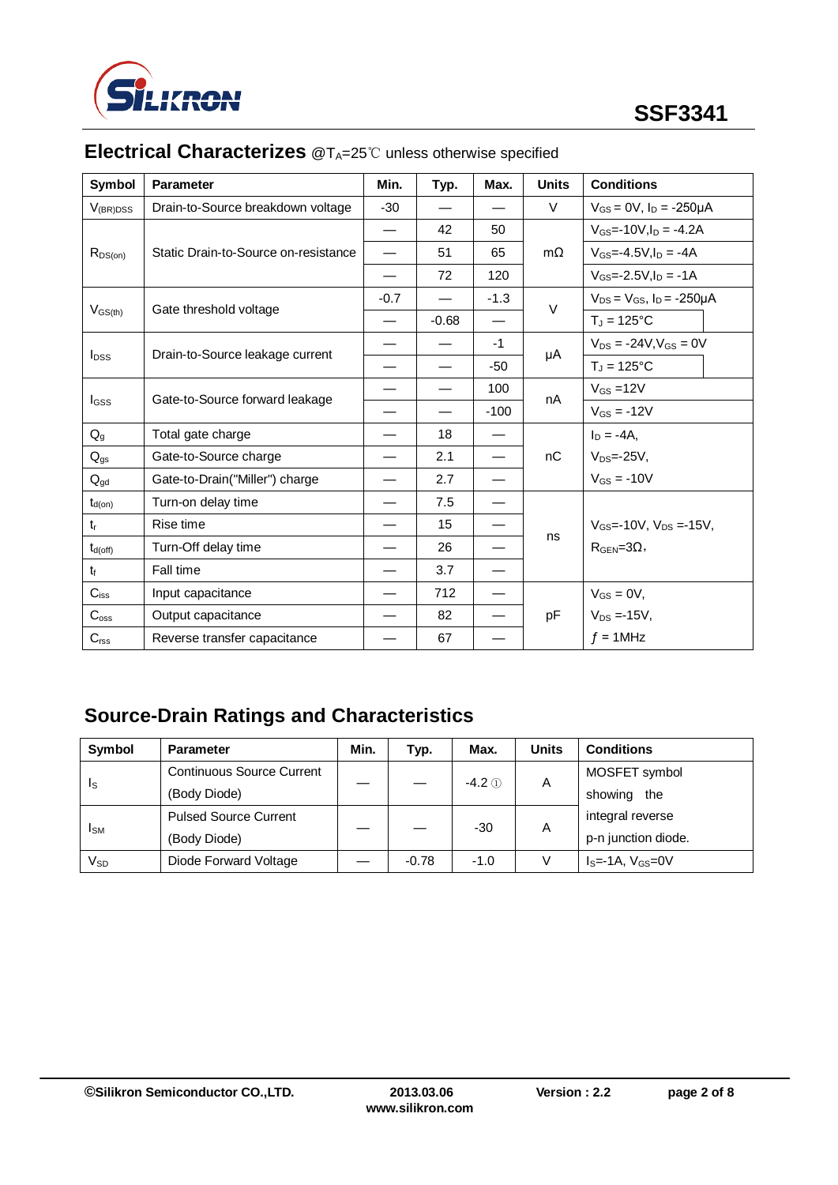## Electrical Characterizes @$T_A$=25℃ unless otherwise specified

| Symbol | Parameter | Min. | Typ. | Max. | Units | Conditions |
|---|---|---|---|---|---|---|
| $V_{(BR)DSS}$ | Drain-to-Source breakdown voltage | -30 | — | — | V | $V_{GS}$ = 0V, $I_D$ = -250μA |
| $R_{DS(on)}$ | Static Drain-to-Source on-resistance | — | 42 | 50 | mΩ | $V_{GS}$=-10V,$I_D$ = -4.2A |
| | | — | 51 | 65 | | $V_{GS}$=-4.5V,$I_D$ = -4A |
| | | — | 72 | 120 | | $V_{GS}$=-2.5V,$I_D$ = -1A |
| $V_{GS(th)}$ | Gate threshold voltage | -0.7 | — | -1.3 | V | $V_{DS}$ = $V_{GS}$, $I_D$ = -250μA |
| | | — | -0.68 | — | | $T_J$ = 125°C |
| $I_{DSS}$ | Drain-to-Source leakage current | — | — | -1 | μA | $V_{DS}$ = -24V,$V_{GS}$ = 0V |
| | | — | — | -50 | | $T_J$ = 125°C |
| $I_{GSS}$ | Gate-to-Source forward leakage | — | — | 100 | nA | $V_{GS}$ =12V |
| | | — | — | -100 | | $V_{GS}$ = -12V |
| $Q_g$ | Total gate charge | — | 18 | — | nC | $I_D$ = -4A, |
| $Q_{gs}$ | Gate-to-Source charge | — | 2.1 | — | | $V_{DS}$=-25V, |
| $Q_{gd}$ | Gate-to-Drain("Miller") charge | — | 2.7 | — | | $V_{GS}$ = -10V |
| $t_{d(on)}$ | Turn-on delay time | — | 7.5 | — | ns | $V_{GS}$=-10V, $V_{DS}$ =-15V, $R_{GEN}$=3Ω, |
| $t_r$ | Rise time | — | 15 | — | | |
| $t_{d(off)}$ | Turn-Off delay time | — | 26 | — | | |
| $t_f$ | Fall time | — | 3.7 | — | | |
| $C_{iss}$ | Input capacitance | — | 712 | — | pF | $V_{GS}$ = 0V, |
| $C_{oss}$ | Output capacitance | — | 82 | — | | $V_{DS}$ =-15V, |
| $C_{rss}$ | Reverse transfer capacitance | — | 67 | — | | $f$ = 1MHz |

## Source-Drain Ratings and Characteristics

| Symbol | Parameter | Min. | Typ. | Max. | Units | Conditions |
|---|---|---|---|---|---|---|
| $I_S$ | Continuous Source Current (Body Diode) | — | — | -4.2 ① | A | MOSFET symbol showing the integral reverse p-n junction diode. |
| $I_{SM}$ | Pulsed Source Current (Body Diode) | — | — | -30 | A | |
| $V_{SD}$ | Diode Forward Voltage | — | -0.78 | -1.0 | V | $I_S$=-1A, $V_{GS}$=0V |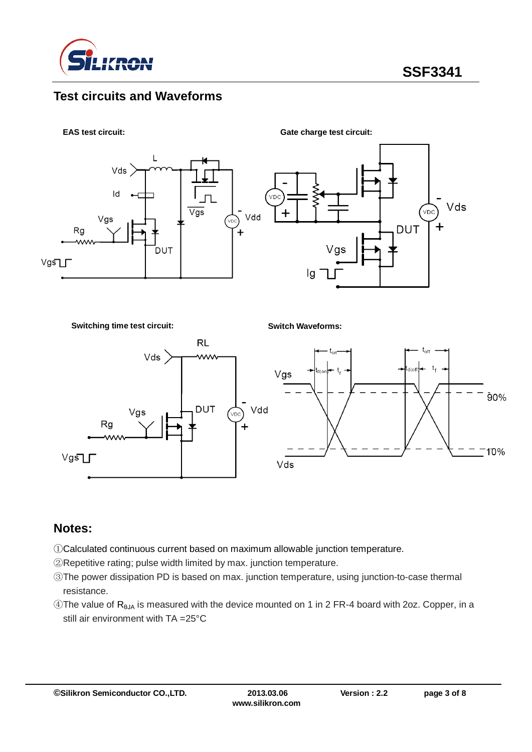## Test circuits and Waveforms

**EAS test circuit:**

**Gate charge test circuit:**

**Switching time test circuit:**

**Switch Waveforms:**

## Notes:

①Calculated continuous current based on maximum allowable junction temperature.

②Repetitive rating; pulse width limited by max. junction temperature.

③The power dissipation PD is based on max. junction temperature, using junction-to-case thermal resistance.

④The value of $R_{\theta JA}$ is measured with the device mounted on 1 in 2 FR-4 board with 2oz. Copper, in a still air environment with TA =25°C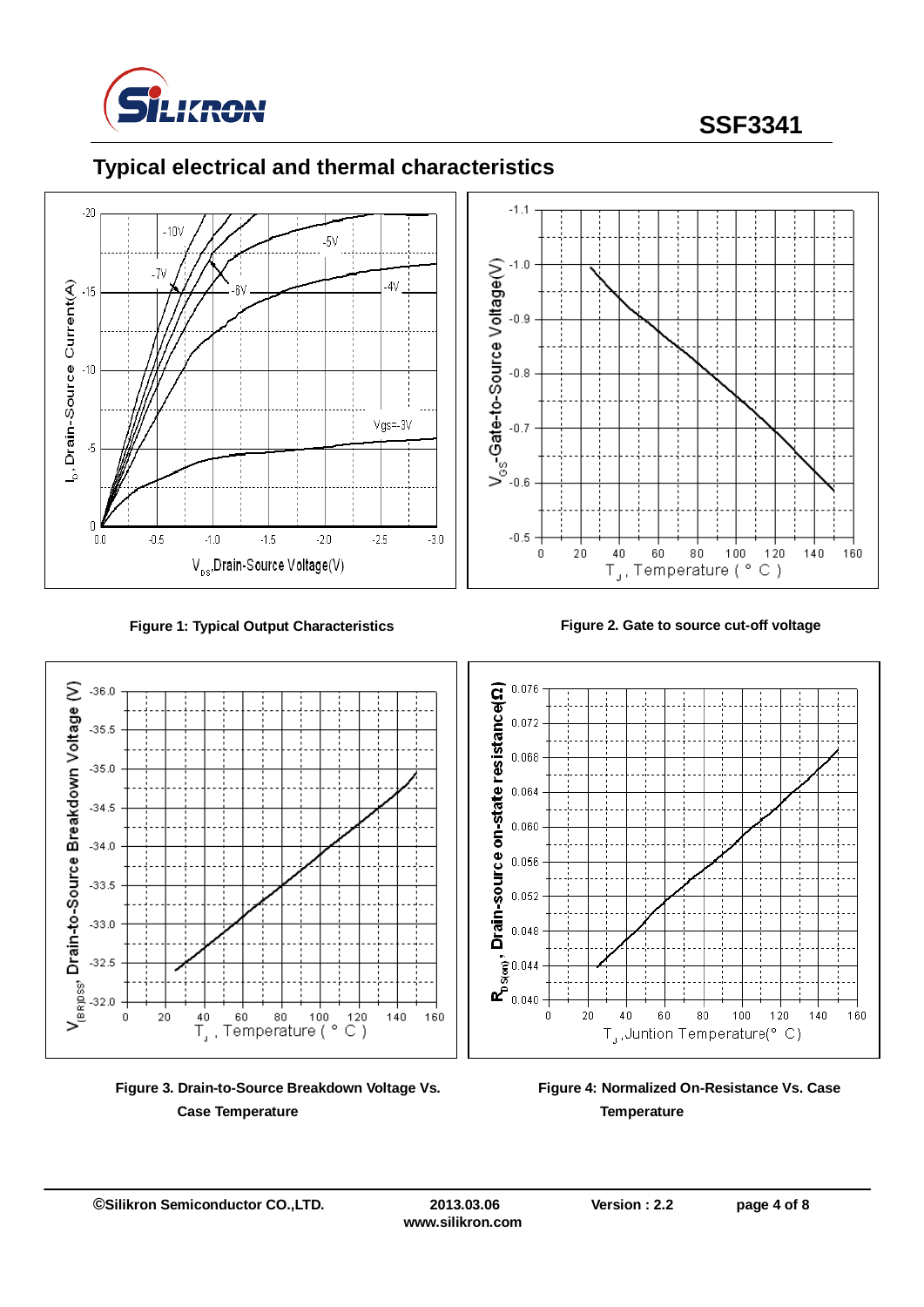## Typical electrical and thermal characteristics

Figure 1: Typical Output Characteristics

Figure 2. Gate to source cut-off voltage

Figure 3. Drain-to-Source Breakdown Voltage Vs. Case Temperature

Figure 4: Normalized On-Resistance Vs. Case Temperature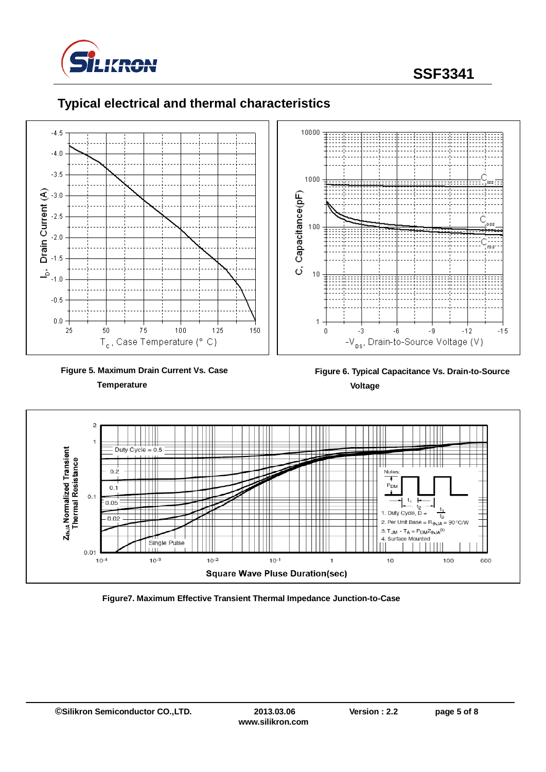## Typical electrical and thermal characteristics

Figure 5. Maximum Drain Current Vs. Case Temperature

Figure 6. Typical Capacitance Vs. Drain-to-Source Voltage

Figure7. Maximum Effective Transient Thermal Impedance Junction-to-Case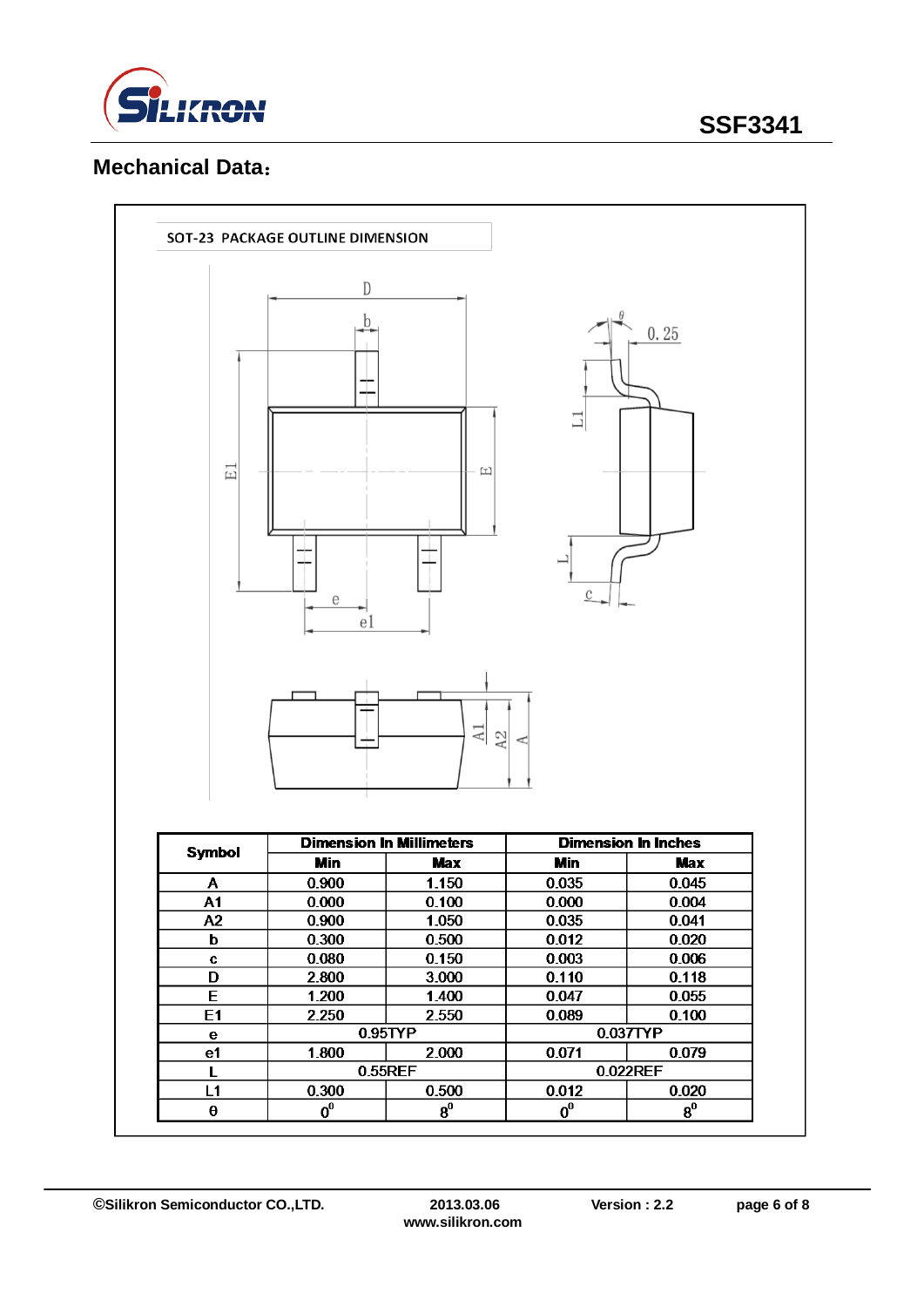## Mechanical Data：

SOT-23 PACKAGE OUTLINE DIMENSION

| Symbol | Dimension In Millimeters | | Dimension In Inches | |
|---|---|---|---|---|
| | Min | Max | Min | Max |
| A | 0.900 | 1.150 | 0.035 | 0.045 |
| A1 | 0.000 | 0.100 | 0.000 | 0.004 |
| A2 | 0.900 | 1.050 | 0.035 | 0.041 |
| b | 0.300 | 0.500 | 0.012 | 0.020 |
| c | 0.080 | 0.150 | 0.003 | 0.006 |
| D | 2.800 | 3.000 | 0.110 | 0.118 |
| E | 1.200 | 1.400 | 0.047 | 0.055 |
| E1 | 2.250 | 2.550 | 0.089 | 0.100 |
| e | 0.95TYP | | 0.037TYP | |
| e1 | 1.800 | 2.000 | 0.071 | 0.079 |
| L | 0.55REF | | 0.022REF | |
| L1 | 0.300 | 0.500 | 0.012 | 0.020 |
| θ | $0^0$ | $8^0$ | $0^0$ | $8^0$ |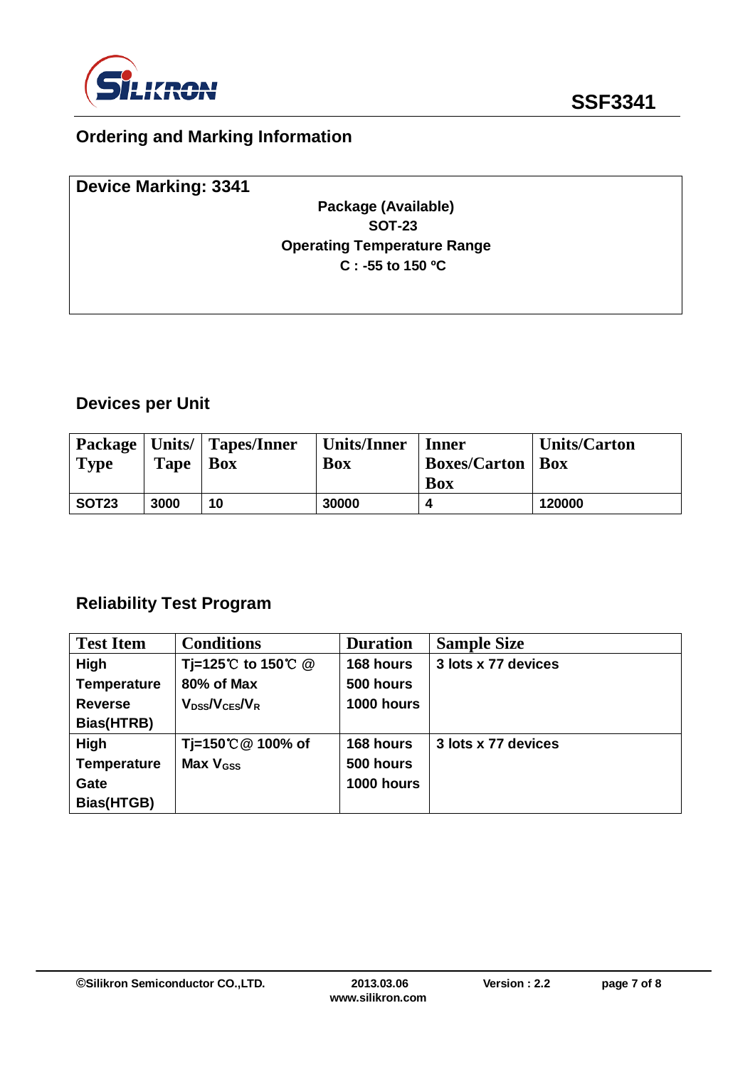## Ordering and Marking Information

**Device Marking: 3341**

**Package (Available)**
**SOT-23**
**Operating Temperature Range**
**C : -55 to 150 ºC**

## Devices per Unit

| Package Type | Units/ Tape | Tapes/Inner Box | Units/Inner Box | Inner Boxes/Carton Box | Units/Carton Box |
|---|---|---|---|---|---|
| SOT23 | 3000 | 10 | 30000 | 4 | 120000 |

## Reliability Test Program

| Test Item | Conditions | Duration | Sample Size |
|---|---|---|---|
| High Temperature Reverse Bias(HTRB) | Tj=125℃ to 150℃ @ 80% of Max $V_{DSS}/V_{CES}/V_R$ | 168 hours<br>500 hours<br>1000 hours | 3 lots x 77 devices |
| High Temperature Gate Bias(HTGB) | Tj=150℃@ 100% of Max $V_{GSS}$ | 168 hours<br>500 hours<br>1000 hours | 3 lots x 77 devices |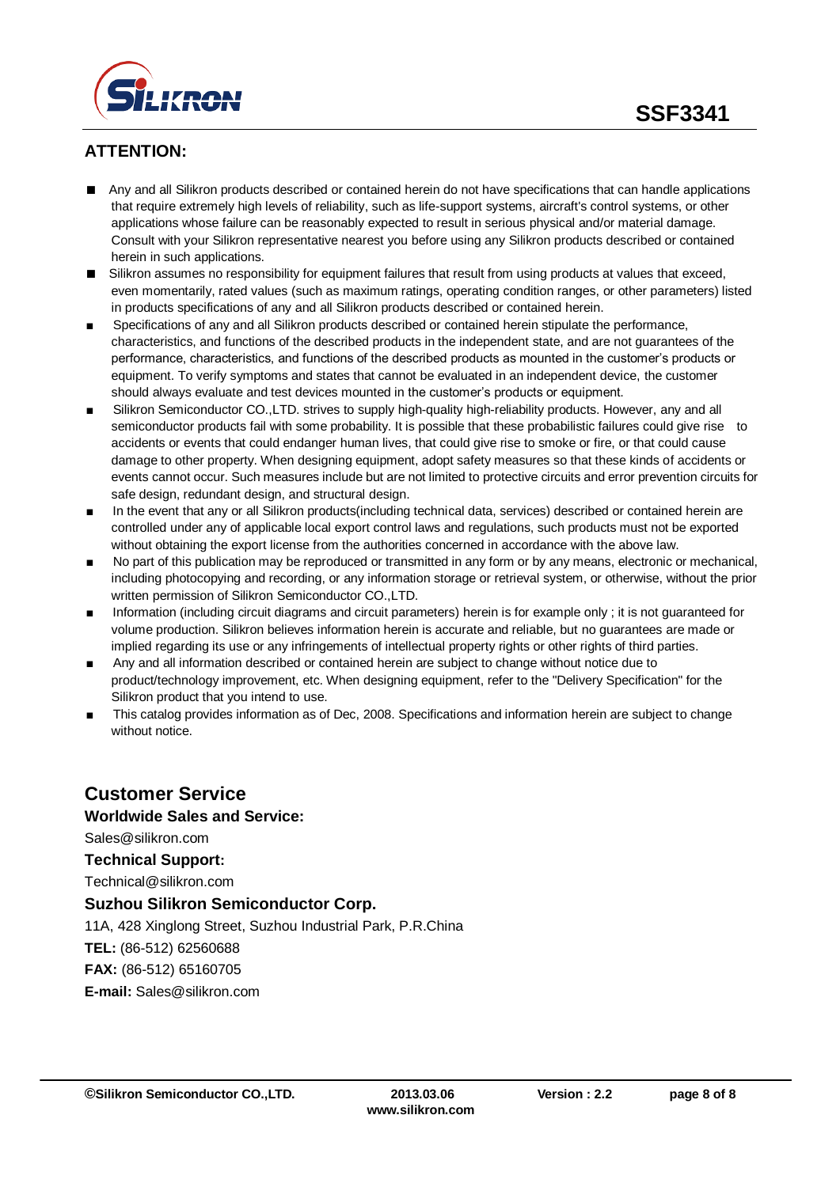## ATTENTION:

- Any and all Silikron products described or contained herein do not have specifications that can handle applications that require extremely high levels of reliability, such as life-support systems, aircraft's control systems, or other applications whose failure can be reasonably expected to result in serious physical and/or material damage. Consult with your Silikron representative nearest you before using any Silikron products described or contained herein in such applications.
- Silikron assumes no responsibility for equipment failures that result from using products at values that exceed, even momentarily, rated values (such as maximum ratings, operating condition ranges, or other parameters) listed in products specifications of any and all Silikron products described or contained herein.
- Specifications of any and all Silikron products described or contained herein stipulate the performance, characteristics, and functions of the described products in the independent state, and are not guarantees of the performance, characteristics, and functions of the described products as mounted in the customer's products or equipment. To verify symptoms and states that cannot be evaluated in an independent device, the customer should always evaluate and test devices mounted in the customer's products or equipment.
- Silikron Semiconductor CO.,LTD. strives to supply high-quality high-reliability products. However, any and all semiconductor products fail with some probability. It is possible that these probabilistic failures could give rise to accidents or events that could endanger human lives, that could give rise to smoke or fire, or that could cause damage to other property. When designing equipment, adopt safety measures so that these kinds of accidents or events cannot occur. Such measures include but are not limited to protective circuits and error prevention circuits for safe design, redundant design, and structural design.
- In the event that any or all Silikron products(including technical data, services) described or contained herein are controlled under any of applicable local export control laws and regulations, such products must not be exported without obtaining the export license from the authorities concerned in accordance with the above law.
- No part of this publication may be reproduced or transmitted in any form or by any means, electronic or mechanical, including photocopying and recording, or any information storage or retrieval system, or otherwise, without the prior written permission of Silikron Semiconductor CO.,LTD.
- Information (including circuit diagrams and circuit parameters) herein is for example only ; it is not guaranteed for volume production. Silikron believes information herein is accurate and reliable, but no guarantees are made or implied regarding its use or any infringements of intellectual property rights or other rights of third parties.
- Any and all information described or contained herein are subject to change without notice due to product/technology improvement, etc. When designing equipment, refer to the "Delivery Specification" for the Silikron product that you intend to use.
- This catalog provides information as of Dec, 2008. Specifications and information herein are subject to change without notice.

## Customer Service

### Worldwide Sales and Service:

Sales@silikron.com

### Technical Support:

Technical@silikron.com

### Suzhou Silikron Semiconductor Corp.

11A, 428 Xinglong Street, Suzhou Industrial Park, P.R.China

**TEL:** (86-512) 62560688

**FAX:** (86-512) 65160705

**E-mail:** Sales@silikron.com